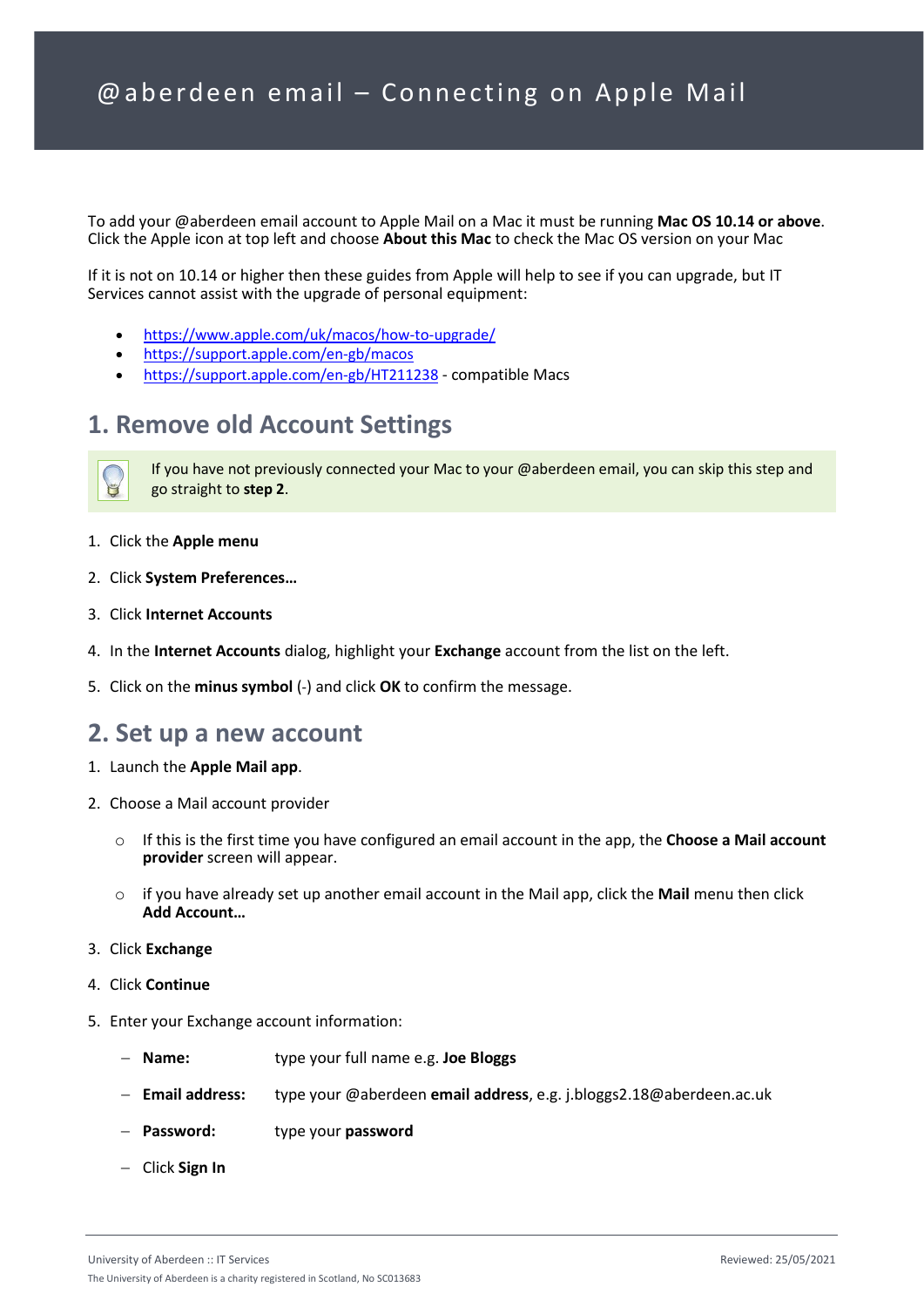# @aberdeen email – Connecting on Apple Mail

To add your @aberdeen email account to Apple Mail on a Mac it must be running **Mac OS 10.14 or above**. Click the Apple icon at top left and choose **About this Mac** to check the Mac OS version on your Mac

If it is not on 10.14 or higher then these guides from Apple will help to see if you can upgrade, but IT Services cannot assist with the upgrade of personal equipment:

- https://www.apple.com/uk/macos/how-to-upgrade/
- https://support.apple.com/en-gb/macos
- https://support.apple.com/en-gb/HT211238 - compatible Macs

## 1. Remove old Account Settings

> If you have not previously connected your Mac to your @aberdeen email, you can skip this step and go straight to **step 2**.

1. Click the **Apple menu**
2. Click **System Preferences…**
3. Click **Internet Accounts**
4. In the **Internet Accounts** dialog, highlight your **Exchange** account from the list on the left.
5. Click on the **minus symbol** (-) and click **OK** to confirm the message.

## 2. Set up a new account

1. Launch the **Apple Mail app**.
2. Choose a Mail account provider
    - If this is the first time you have configured an email account in the app, the **Choose a Mail account provider** screen will appear.
    - if you have already set up another email account in the Mail app, click the **Mail** menu then click **Add Account…**
3. Click **Exchange**
4. Click **Continue**
5. Enter your Exchange account information:
    - **Name:** type your full name e.g. **Joe Bloggs**
    - **Email address:** type your @aberdeen **email address**, e.g. j.bloggs2.18@aberdeen.ac.uk
    - **Password:** type your **password**
    - Click **Sign In**

University of Aberdeen :: IT Services

Reviewed: 25/05/2021

The University of Aberdeen is a charity registered in Scotland, No SC013683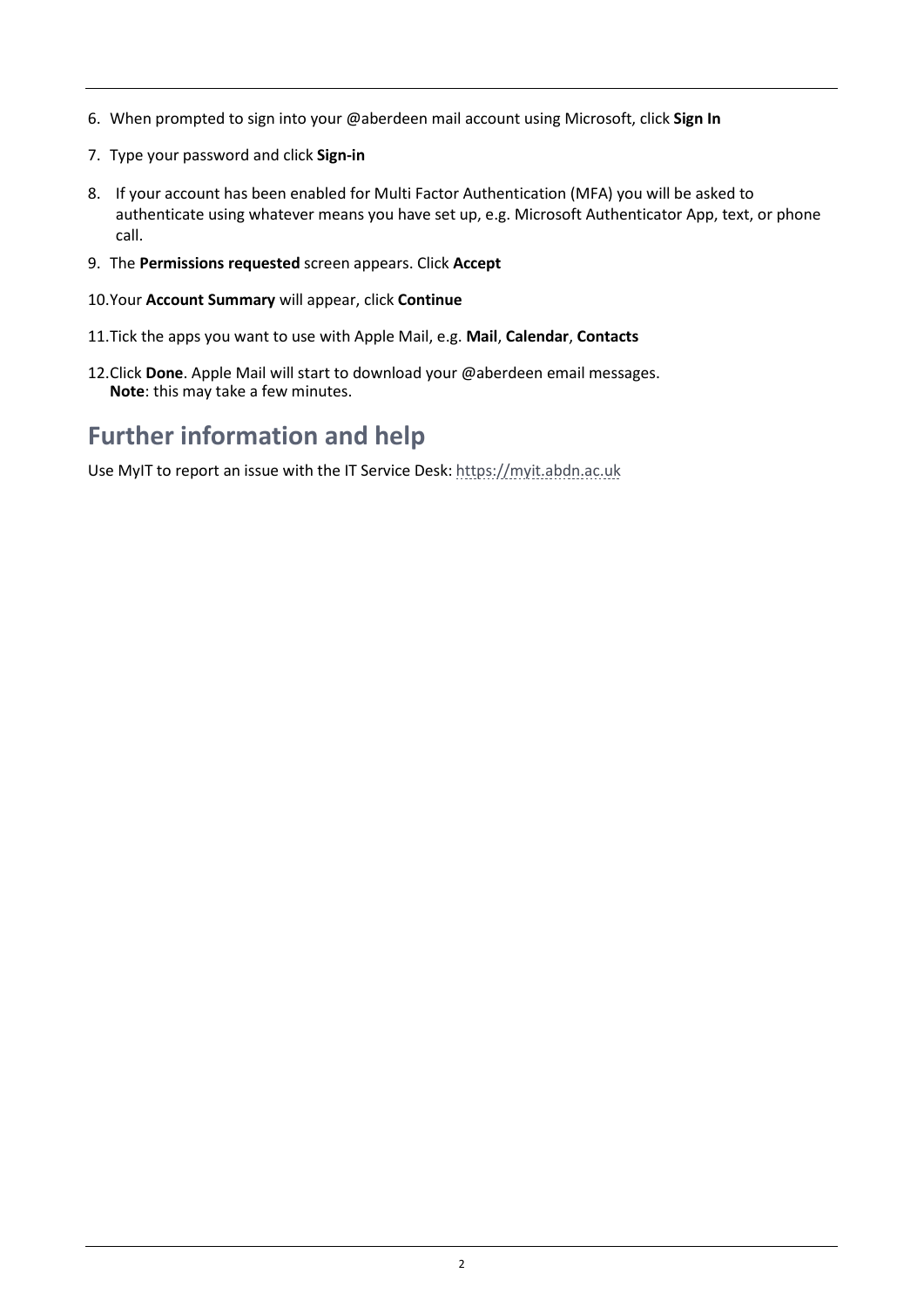6. When prompted to sign into your @aberdeen mail account using Microsoft, click **Sign In**
7. Type your password and click **Sign-in**
8. If your account has been enabled for Multi Factor Authentication (MFA) you will be asked to authenticate using whatever means you have set up, e.g. Microsoft Authenticator App, text, or phone call.
9. The **Permissions requested** screen appears. Click **Accept**
10. Your **Account Summary** will appear, click **Continue**
11. Tick the apps you want to use with Apple Mail, e.g. **Mail**, **Calendar**, **Contacts**
12. Click **Done**. Apple Mail will start to download your @aberdeen email messages.
    **Note**: this may take a few minutes.

## Further information and help

Use MyIT to report an issue with the IT Service Desk: https://myit.abdn.ac.uk